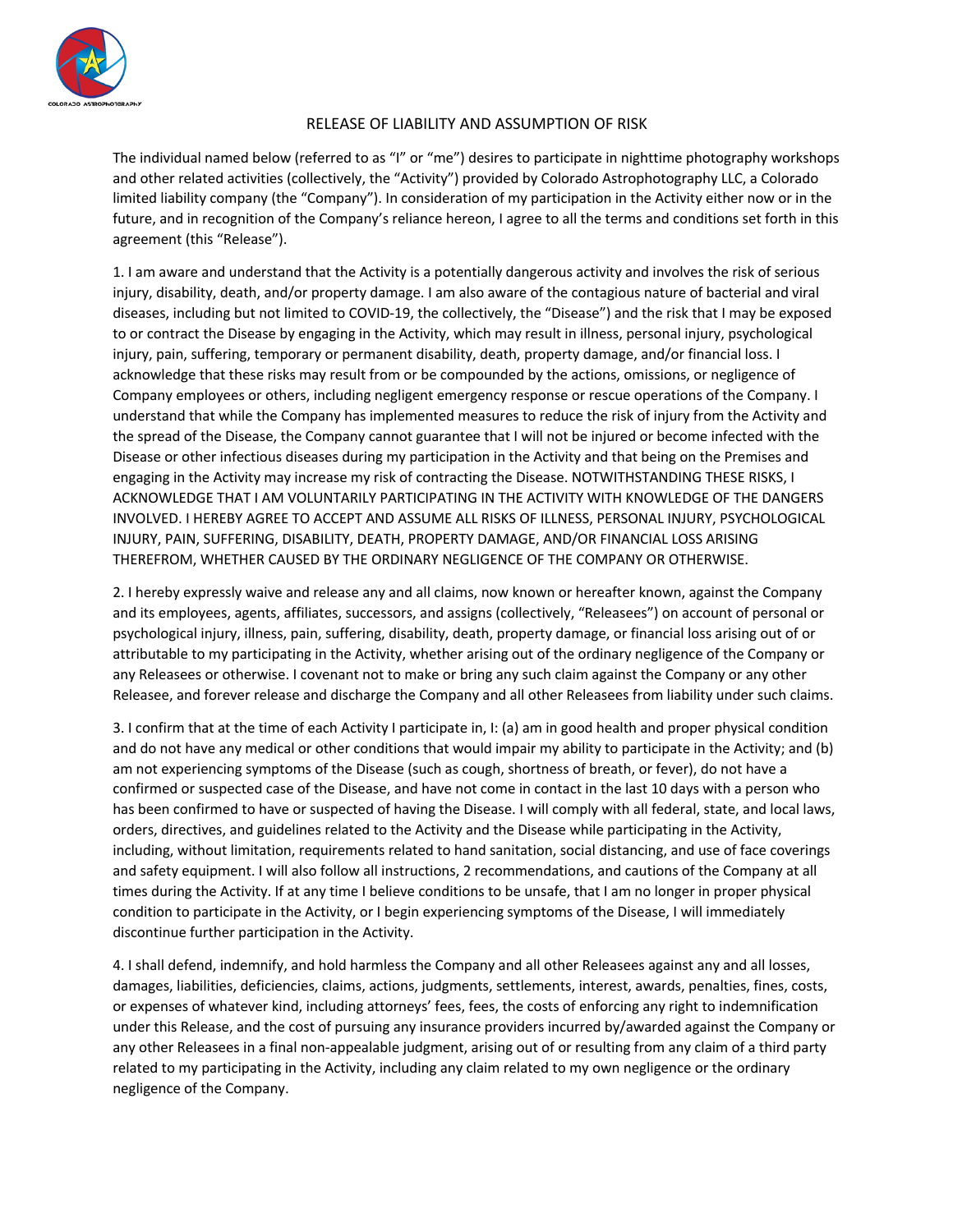# RELEASE OF LIABILITY AND ASSUMPTION OF RISK

The individual named below (referred to as "I" or "me") desires to participate in nighttime photography workshops and other related activities (collectively, the "Activity") provided by Colorado Astrophotography LLC, a Colorado limited liability company (the "Company"). In consideration of my participation in the Activity either now or in the future, and in recognition of the Company's reliance hereon, I agree to all the terms and conditions set forth in this agreement (this "Release").

1. I am aware and understand that the Activity is a potentially dangerous activity and involves the risk of serious injury, disability, death, and/or property damage. I am also aware of the contagious nature of bacterial and viral diseases, including but not limited to COVID-19, the collectively, the "Disease") and the risk that I may be exposed to or contract the Disease by engaging in the Activity, which may result in illness, personal injury, psychological injury, pain, suffering, temporary or permanent disability, death, property damage, and/or financial loss. I acknowledge that these risks may result from or be compounded by the actions, omissions, or negligence of Company employees or others, including negligent emergency response or rescue operations of the Company. I understand that while the Company has implemented measures to reduce the risk of injury from the Activity and the spread of the Disease, the Company cannot guarantee that I will not be injured or become infected with the Disease or other infectious diseases during my participation in the Activity and that being on the Premises and engaging in the Activity may increase my risk of contracting the Disease. NOTWITHSTANDING THESE RISKS, I ACKNOWLEDGE THAT I AM VOLUNTARILY PARTICIPATING IN THE ACTIVITY WITH KNOWLEDGE OF THE DANGERS INVOLVED. I HEREBY AGREE TO ACCEPT AND ASSUME ALL RISKS OF ILLNESS, PERSONAL INJURY, PSYCHOLOGICAL INJURY, PAIN, SUFFERING, DISABILITY, DEATH, PROPERTY DAMAGE, AND/OR FINANCIAL LOSS ARISING THEREFROM, WHETHER CAUSED BY THE ORDINARY NEGLIGENCE OF THE COMPANY OR OTHERWISE.

2. I hereby expressly waive and release any and all claims, now known or hereafter known, against the Company and its employees, agents, affiliates, successors, and assigns (collectively, "Releasees") on account of personal or psychological injury, illness, pain, suffering, disability, death, property damage, or financial loss arising out of or attributable to my participating in the Activity, whether arising out of the ordinary negligence of the Company or any Releasees or otherwise. I covenant not to make or bring any such claim against the Company or any other Releasee, and forever release and discharge the Company and all other Releasees from liability under such claims.

3. I confirm that at the time of each Activity I participate in, I: (a) am in good health and proper physical condition and do not have any medical or other conditions that would impair my ability to participate in the Activity; and (b) am not experiencing symptoms of the Disease (such as cough, shortness of breath, or fever), do not have a confirmed or suspected case of the Disease, and have not come in contact in the last 10 days with a person who has been confirmed to have or suspected of having the Disease. I will comply with all federal, state, and local laws, orders, directives, and guidelines related to the Activity and the Disease while participating in the Activity, including, without limitation, requirements related to hand sanitation, social distancing, and use of face coverings and safety equipment. I will also follow all instructions, 2 recommendations, and cautions of the Company at all times during the Activity. If at any time I believe conditions to be unsafe, that I am no longer in proper physical condition to participate in the Activity, or I begin experiencing symptoms of the Disease, I will immediately discontinue further participation in the Activity.

4. I shall defend, indemnify, and hold harmless the Company and all other Releasees against any and all losses, damages, liabilities, deficiencies, claims, actions, judgments, settlements, interest, awards, penalties, fines, costs, or expenses of whatever kind, including attorneys' fees, fees, the costs of enforcing any right to indemnification under this Release, and the cost of pursuing any insurance providers incurred by/awarded against the Company or any other Releasees in a final non-appealable judgment, arising out of or resulting from any claim of a third party related to my participating in the Activity, including any claim related to my own negligence or the ordinary negligence of the Company.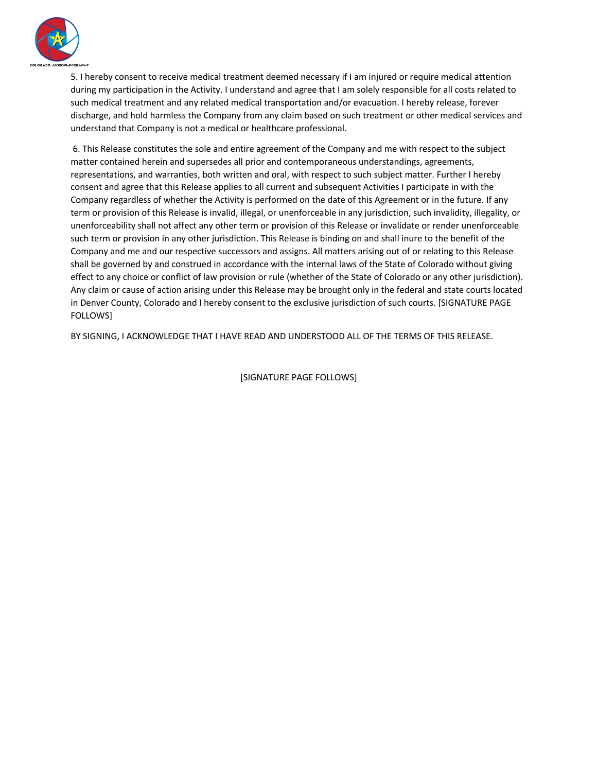5. I hereby consent to receive medical treatment deemed necessary if I am injured or require medical attention during my participation in the Activity. I understand and agree that I am solely responsible for all costs related to such medical treatment and any related medical transportation and/or evacuation. I hereby release, forever discharge, and hold harmless the Company from any claim based on such treatment or other medical services and understand that Company is not a medical or healthcare professional.

6. This Release constitutes the sole and entire agreement of the Company and me with respect to the subject matter contained herein and supersedes all prior and contemporaneous understandings, agreements, representations, and warranties, both written and oral, with respect to such subject matter. Further I hereby consent and agree that this Release applies to all current and subsequent Activities I participate in with the Company regardless of whether the Activity is performed on the date of this Agreement or in the future. If any term or provision of this Release is invalid, illegal, or unenforceable in any jurisdiction, such invalidity, illegality, or unenforceability shall not affect any other term or provision of this Release or invalidate or render unenforceable such term or provision in any other jurisdiction. This Release is binding on and shall inure to the benefit of the Company and me and our respective successors and assigns. All matters arising out of or relating to this Release shall be governed by and construed in accordance with the internal laws of the State of Colorado without giving effect to any choice or conflict of law provision or rule (whether of the State of Colorado or any other jurisdiction). Any claim or cause of action arising under this Release may be brought only in the federal and state courts located in Denver County, Colorado and I hereby consent to the exclusive jurisdiction of such courts. [SIGNATURE PAGE FOLLOWS]

BY SIGNING, I ACKNOWLEDGE THAT I HAVE READ AND UNDERSTOOD ALL OF THE TERMS OF THIS RELEASE.

[SIGNATURE PAGE FOLLOWS]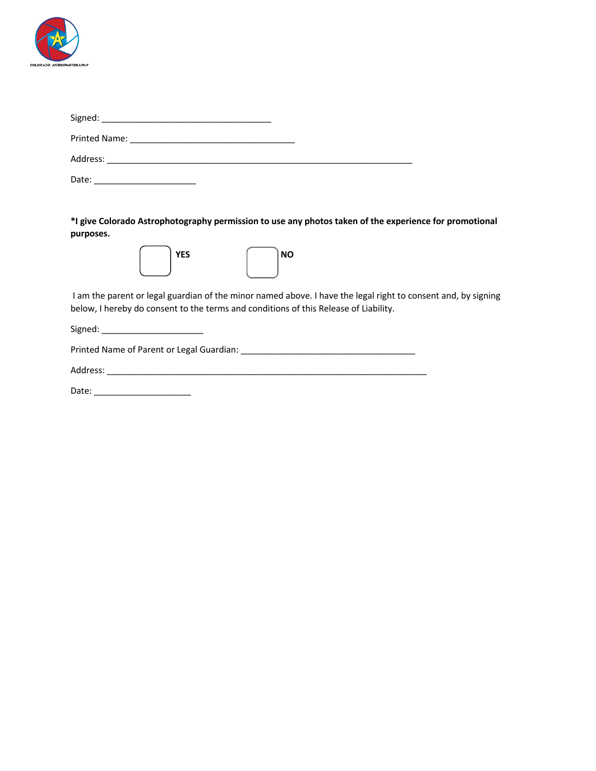Signed: ___________________________________

Printed Name: __________________________________

Address: _______________________________________________________________

Date: _____________________

**\*I give Colorado Astrophotography permission to use any photos taken of the experience for promotional purposes.**

☐ **YES** ☐ **NO**

I am the parent or legal guardian of the minor named above. I have the legal right to consent and, by signing below, I hereby do consent to the terms and conditions of this Release of Liability.

Signed: _____________________

Printed Name of Parent or Legal Guardian: ____________________________________

Address: __________________________________________________________________

Date: ____________________